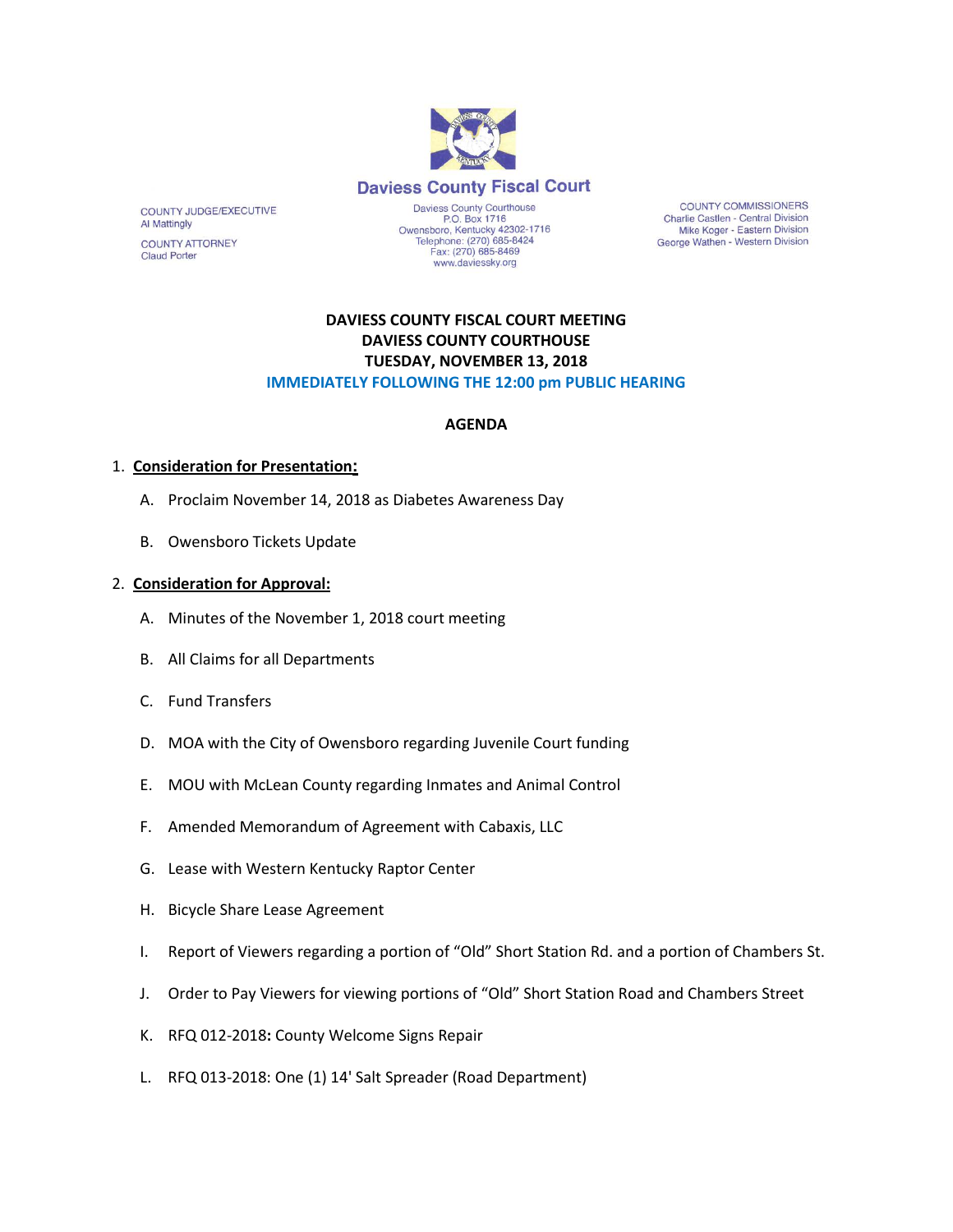# Daviess County Fiscal Court

COUNTY JUDGE/EXECUTIVE
Al Mattingly

COUNTY ATTORNEY
Claud Porter

Daviess County Courthouse
P.O. Box 1716
Owensboro, Kentucky 42302-1716
Telephone: (270) 685-8424
Fax: (270) 685-8469
www.daviessky.org

COUNTY COMMISSIONERS
Charlie Castlen - Central Division
Mike Koger - Eastern Division
George Wathen - Western Division

**DAVIESS COUNTY FISCAL COURT MEETING**
**DAVIESS COUNTY COURTHOUSE**
**TUESDAY, NOVEMBER 13, 2018**
**IMMEDIATELY FOLLOWING THE 12:00 pm PUBLIC HEARING**

**AGENDA**

1. **Consideration for Presentation:**
   - A. Proclaim November 14, 2018 as Diabetes Awareness Day
   - B. Owensboro Tickets Update

2. **Consideration for Approval:**
   - A. Minutes of the November 1, 2018 court meeting
   - B. All Claims for all Departments
   - C. Fund Transfers
   - D. MOA with the City of Owensboro regarding Juvenile Court funding
   - E. MOU with McLean County regarding Inmates and Animal Control
   - F. Amended Memorandum of Agreement with Cabaxis, LLC
   - G. Lease with Western Kentucky Raptor Center
   - H. Bicycle Share Lease Agreement
   - I. Report of Viewers regarding a portion of "Old" Short Station Rd. and a portion of Chambers St.
   - J. Order to Pay Viewers for viewing portions of "Old" Short Station Road and Chambers Street
   - K. RFQ 012-2018**:** County Welcome Signs Repair
   - L. RFQ 013-2018: One (1) 14' Salt Spreader (Road Department)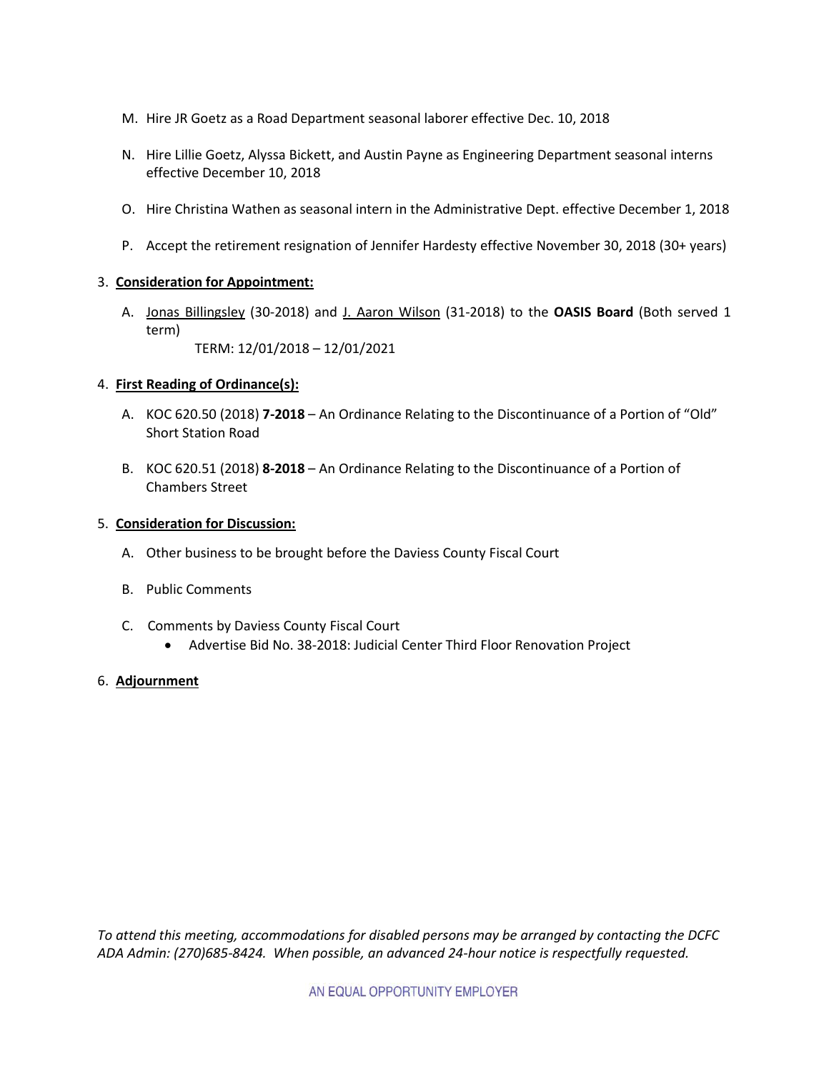M. Hire JR Goetz as a Road Department seasonal laborer effective Dec. 10, 2018

N. Hire Lillie Goetz, Alyssa Bickett, and Austin Payne as Engineering Department seasonal interns effective December 10, 2018

O. Hire Christina Wathen as seasonal intern in the Administrative Dept. effective December 1, 2018

P. Accept the retirement resignation of Jennifer Hardesty effective November 30, 2018 (30+ years)

3. **Consideration for Appointment:**

   A. Jonas Billingsley (30-2018) and J. Aaron Wilson (31-2018) to the **OASIS Board** (Both served 1 term)

      TERM: 12/01/2018 – 12/01/2021

4. **First Reading of Ordinance(s):**

   A. KOC 620.50 (2018) **7-2018** – An Ordinance Relating to the Discontinuance of a Portion of "Old" Short Station Road

   B. KOC 620.51 (2018) **8-2018** – An Ordinance Relating to the Discontinuance of a Portion of Chambers Street

5. **Consideration for Discussion:**

   A. Other business to be brought before the Daviess County Fiscal Court

   B. Public Comments

   C. Comments by Daviess County Fiscal Court
      - Advertise Bid No. 38-2018: Judicial Center Third Floor Renovation Project

6. **Adjournment**

*To attend this meeting, accommodations for disabled persons may be arranged by contacting the DCFC ADA Admin: (270)685-8424. When possible, an advanced 24-hour notice is respectfully requested.*

AN EQUAL OPPORTUNITY EMPLOYER